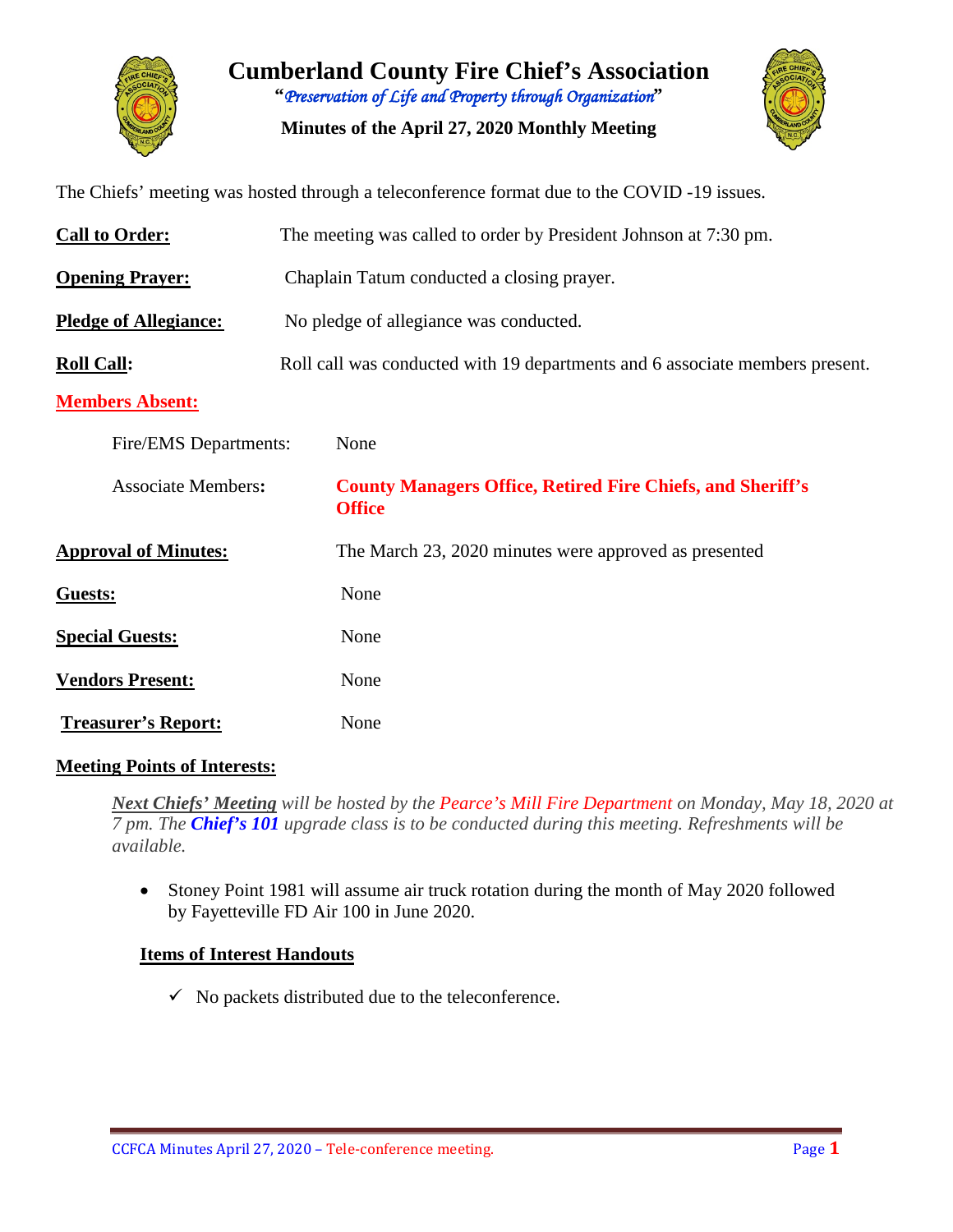# Cumberland County Fire Chief's Association

"*Preservation of Life and Property through Organization*"

**Minutes of the April 27, 2020 Monthly Meeting**

The Chiefs' meeting was hosted through a teleconference format due to the COVID -19 issues.

**Call to Order:** The meeting was called to order by President Johnson at 7:30 pm.

**Opening Prayer:** Chaplain Tatum conducted a closing prayer.

**Pledge of Allegiance:** No pledge of allegiance was conducted.

**Roll Call:** Roll call was conducted with 19 departments and 6 associate members present.

**Members Absent:**

Fire/EMS Departments: None

Associate Members: **County Managers Office, Retired Fire Chiefs, and Sheriff's Office**

**Approval of Minutes:** The March 23, 2020 minutes were approved as presented

**Guests:** None

**Special Guests:** None

**Vendors Present:** None

**Treasurer's Report:** None

**Meeting Points of Interests:**

*__Next Chiefs' Meeting__ will be hosted by the Pearce's Mill Fire Department on Monday, May 18, 2020 at 7 pm. The __Chief's 101__ upgrade class is to be conducted during this meeting. Refreshments will be available.*

- Stoney Point 1981 will assume air truck rotation during the month of May 2020 followed by Fayetteville FD Air 100 in June 2020.

**Items of Interest Handouts**

- ✓ No packets distributed due to the teleconference.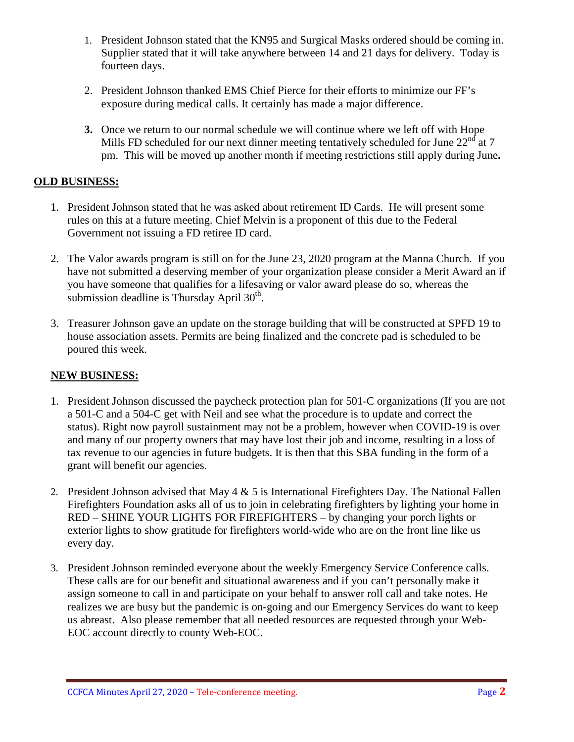1. President Johnson stated that the KN95 and Surgical Masks ordered should be coming in. Supplier stated that it will take anywhere between 14 and 21 days for delivery. Today is fourteen days.

2. President Johnson thanked EMS Chief Pierce for their efforts to minimize our FF's exposure during medical calls. It certainly has made a major difference.

3. Once we return to our normal schedule we will continue where we left off with Hope Mills FD scheduled for our next dinner meeting tentatively scheduled for June 22nd at 7 pm. This will be moved up another month if meeting restrictions still apply during June**.**

**OLD BUSINESS:**

1. President Johnson stated that he was asked about retirement ID Cards. He will present some rules on this at a future meeting. Chief Melvin is a proponent of this due to the Federal Government not issuing a FD retiree ID card.

2. The Valor awards program is still on for the June 23, 2020 program at the Manna Church. If you have not submitted a deserving member of your organization please consider a Merit Award an if you have someone that qualifies for a lifesaving or valor award please do so, whereas the submission deadline is Thursday April 30th.

3. Treasurer Johnson gave an update on the storage building that will be constructed at SPFD 19 to house association assets. Permits are being finalized and the concrete pad is scheduled to be poured this week.

**NEW BUSINESS:**

1. President Johnson discussed the paycheck protection plan for 501-C organizations (If you are not a 501-C and a 504-C get with Neil and see what the procedure is to update and correct the status). Right now payroll sustainment may not be a problem, however when COVID-19 is over and many of our property owners that may have lost their job and income, resulting in a loss of tax revenue to our agencies in future budgets. It is then that this SBA funding in the form of a grant will benefit our agencies.

2. President Johnson advised that May 4 & 5 is International Firefighters Day. The National Fallen Firefighters Foundation asks all of us to join in celebrating firefighters by lighting your home in RED – SHINE YOUR LIGHTS FOR FIREFIGHTERS – by changing your porch lights or exterior lights to show gratitude for firefighters world-wide who are on the front line like us every day.

3. President Johnson reminded everyone about the weekly Emergency Service Conference calls. These calls are for our benefit and situational awareness and if you can't personally make it assign someone to call in and participate on your behalf to answer roll call and take notes. He realizes we are busy but the pandemic is on-going and our Emergency Services do want to keep us abreast. Also please remember that all needed resources are requested through your Web-EOC account directly to county Web-EOC.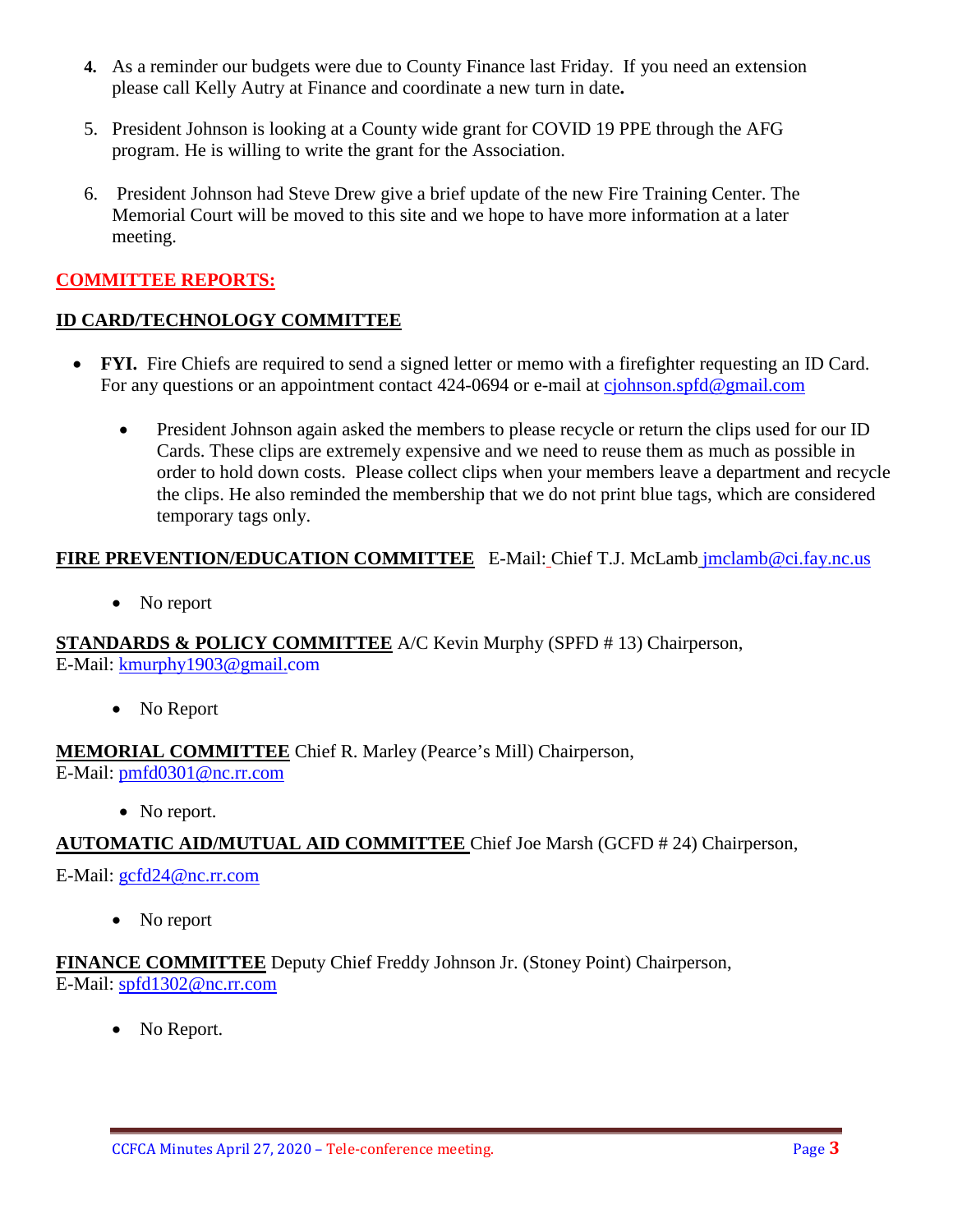4. As a reminder our budgets were due to County Finance last Friday. If you need an extension please call Kelly Autry at Finance and coordinate a new turn in date**.**

5. President Johnson is looking at a County wide grant for COVID 19 PPE through the AFG program. He is willing to write the grant for the Association.

6. President Johnson had Steve Drew give a brief update of the new Fire Training Center. The Memorial Court will be moved to this site and we hope to have more information at a later meeting.

## COMMITTEE REPORTS:

### ID CARD/TECHNOLOGY COMMITTEE

- **FYI.** Fire Chiefs are required to send a signed letter or memo with a firefighter requesting an ID Card. For any questions or an appointment contact 424-0694 or e-mail at cjohnson.spfd@gmail.com
  - President Johnson again asked the members to please recycle or return the clips used for our ID Cards. These clips are extremely expensive and we need to reuse them as much as possible in order to hold down costs. Please collect clips when your members leave a department and recycle the clips. He also reminded the membership that we do not print blue tags, which are considered temporary tags only.

**FIRE PREVENTION/EDUCATION COMMITTEE** E-Mail: Chief T.J. McLamb jmclamb@ci.fay.nc.us

- No report

**STANDARDS & POLICY COMMITTEE** A/C Kevin Murphy (SPFD # 13) Chairperson,
E-Mail: kmurphy1903@gmail.com

- No Report

**MEMORIAL COMMITTEE** Chief R. Marley (Pearce's Mill) Chairperson,
E-Mail: pmfd0301@nc.rr.com

- No report.

**AUTOMATIC AID/MUTUAL AID COMMITTEE** Chief Joe Marsh (GCFD # 24) Chairperson,

E-Mail: gcfd24@nc.rr.com

- No report

**FINANCE COMMITTEE** Deputy Chief Freddy Johnson Jr. (Stoney Point) Chairperson,
E-Mail: spfd1302@nc.rr.com

- No Report.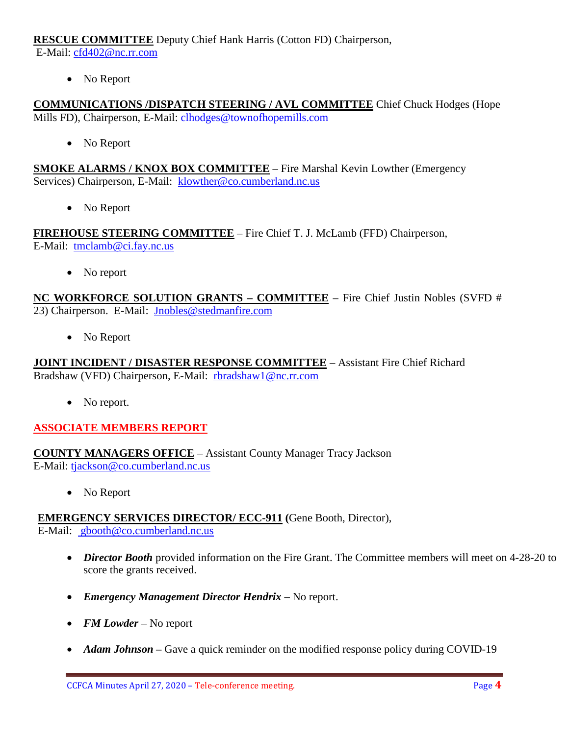**RESCUE COMMITTEE** Deputy Chief Hank Harris (Cotton FD) Chairperson, E-Mail: cfd402@nc.rr.com

- No Report

**COMMUNICATIONS /DISPATCH STEERING / AVL COMMITTEE** Chief Chuck Hodges (Hope Mills FD), Chairperson, E-Mail: clhodges@townofhopemills.com

- No Report

**SMOKE ALARMS / KNOX BOX COMMITTEE** – Fire Marshal Kevin Lowther (Emergency Services) Chairperson, E-Mail: klowther@co.cumberland.nc.us

- No Report

**FIREHOUSE STEERING COMMITTEE** – Fire Chief T. J. McLamb (FFD) Chairperson, E-Mail: tmclamb@ci.fay.nc.us

- No report

**NC WORKFORCE SOLUTION GRANTS – COMMITTEE** – Fire Chief Justin Nobles (SVFD # 23) Chairperson. E-Mail: Jnobles@stedmanfire.com

- No Report

**JOINT INCIDENT / DISASTER RESPONSE COMMITTEE** – Assistant Fire Chief Richard Bradshaw (VFD) Chairperson, E-Mail: rbradshaw1@nc.rr.com

- No report.

## ASSOCIATE MEMBERS REPORT

**COUNTY MANAGERS OFFICE** – Assistant County Manager Tracy Jackson E-Mail: tjackson@co.cumberland.nc.us

- No Report

**EMERGENCY SERVICES DIRECTOR/ ECC-911 (**Gene Booth, Director), E-Mail: gbooth@co.cumberland.nc.us

- ***Director Booth*** provided information on the Fire Grant. The Committee members will meet on 4-28-20 to score the grants received.
- ***Emergency Management Director Hendrix*** – No report.
- ***FM Lowder*** – No report
- ***Adam Johnson –*** Gave a quick reminder on the modified response policy during COVID-19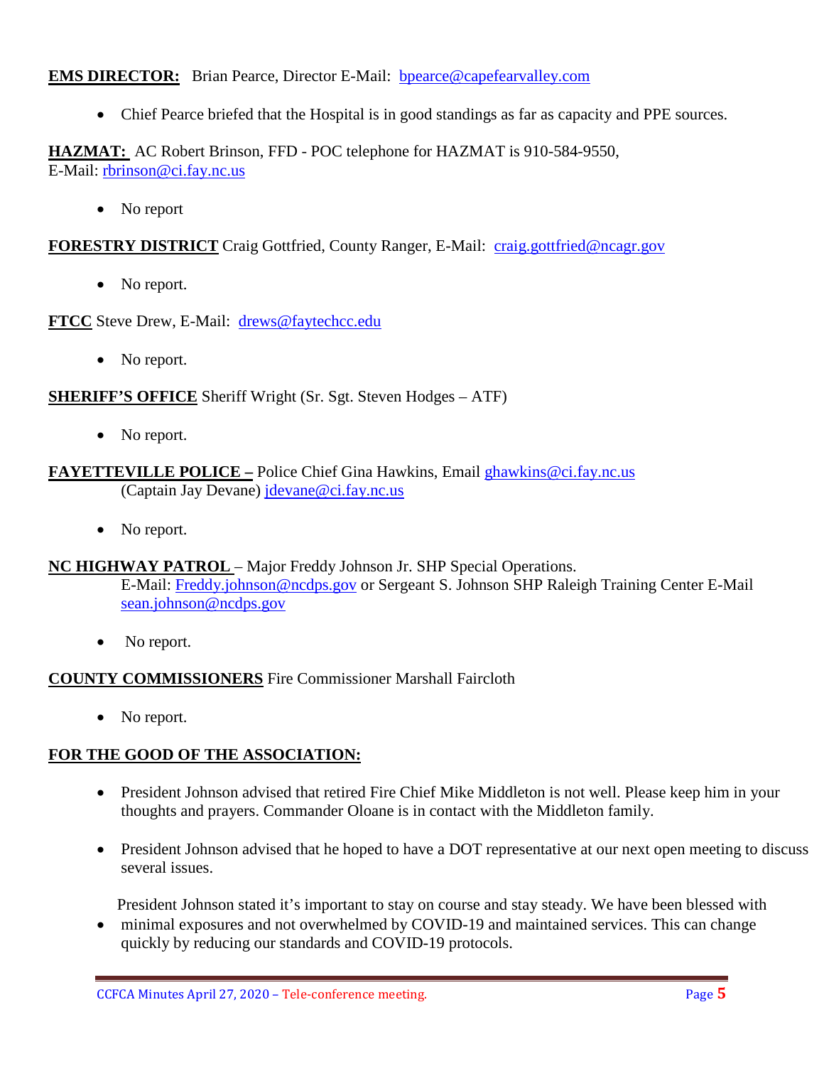**EMS DIRECTOR:** Brian Pearce, Director E-Mail: bpearce@capefearvalley.com

- Chief Pearce briefed that the Hospital is in good standings as far as capacity and PPE sources.

**HAZMAT:** AC Robert Brinson, FFD - POC telephone for HAZMAT is 910-584-9550, E-Mail: rbrinson@ci.fay.nc.us

- No report

**FORESTRY DISTRICT** Craig Gottfried, County Ranger, E-Mail: craig.gottfried@ncagr.gov

- No report.

**FTCC** Steve Drew, E-Mail: drews@faytechcc.edu

- No report.

**SHERIFF'S OFFICE** Sheriff Wright (Sr. Sgt. Steven Hodges – ATF)

- No report.

**FAYETTEVILLE POLICE –** Police Chief Gina Hawkins, Email ghawkins@ci.fay.nc.us (Captain Jay Devane) jdevane@ci.fay.nc.us

- No report.

**NC HIGHWAY PATROL** – Major Freddy Johnson Jr. SHP Special Operations. E-Mail: Freddy.johnson@ncdps.gov or Sergeant S. Johnson SHP Raleigh Training Center E-Mail sean.johnson@ncdps.gov

- No report.

**COUNTY COMMISSIONERS** Fire Commissioner Marshall Faircloth

- No report.

**FOR THE GOOD OF THE ASSOCIATION:**

- President Johnson advised that retired Fire Chief Mike Middleton is not well. Please keep him in your thoughts and prayers. Commander Oloane is in contact with the Middleton family.

- President Johnson advised that he hoped to have a DOT representative at our next open meeting to discuss several issues.

- President Johnson stated it's important to stay on course and stay steady. We have been blessed with minimal exposures and not overwhelmed by COVID-19 and maintained services. This can change quickly by reducing our standards and COVID-19 protocols.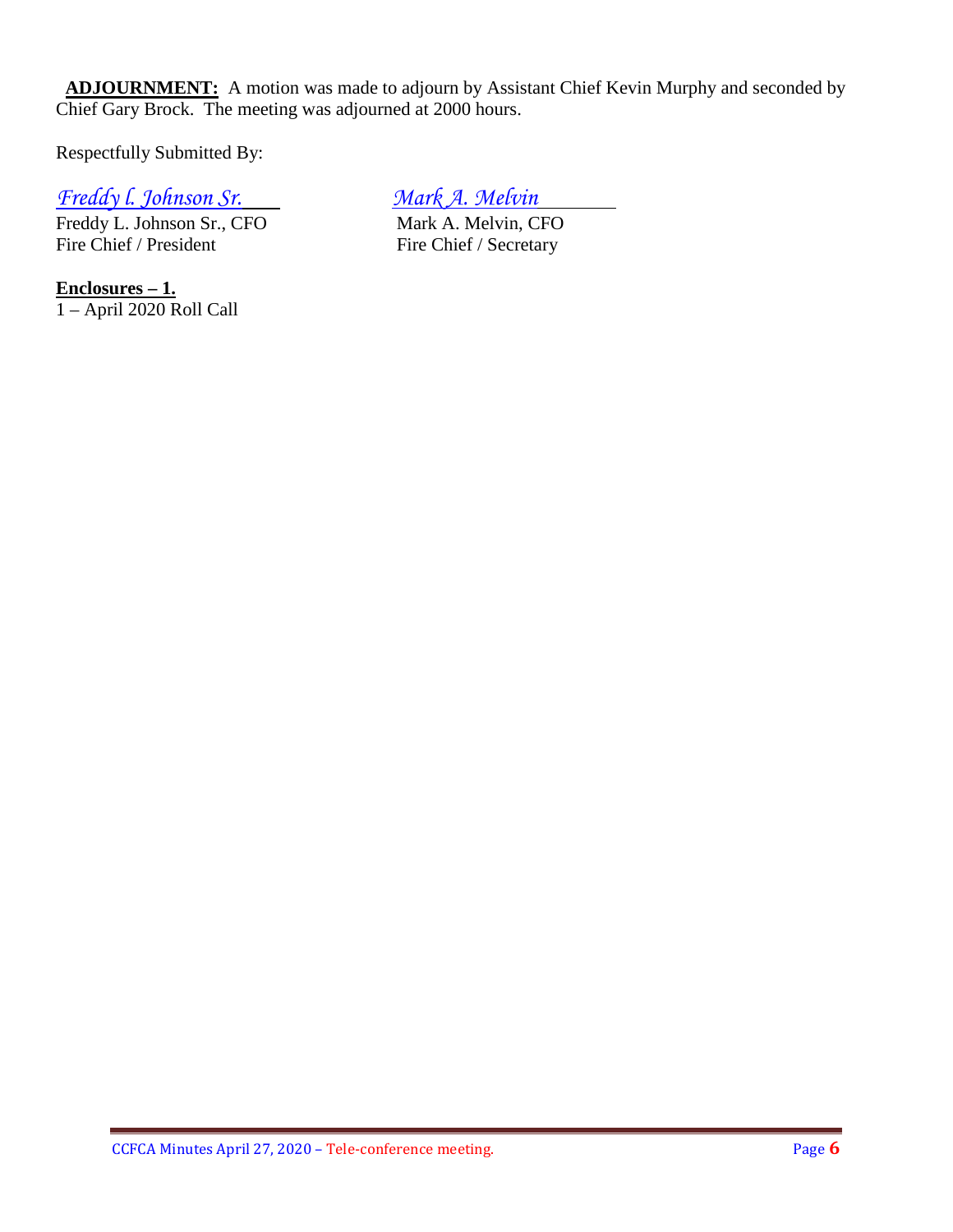**ADJOURNMENT:** A motion was made to adjourn by Assistant Chief Kevin Murphy and seconded by Chief Gary Brock. The meeting was adjourned at 2000 hours.

Respectfully Submitted By:

| *Freddy l. Johnson Sr.* | *Mark A. Melvin* |
|---|---|
| Freddy L. Johnson Sr., CFO | Mark A. Melvin, CFO |
| Fire Chief / President | Fire Chief / Secretary |

**Enclosures – 1.**
1 – April 2020 Roll Call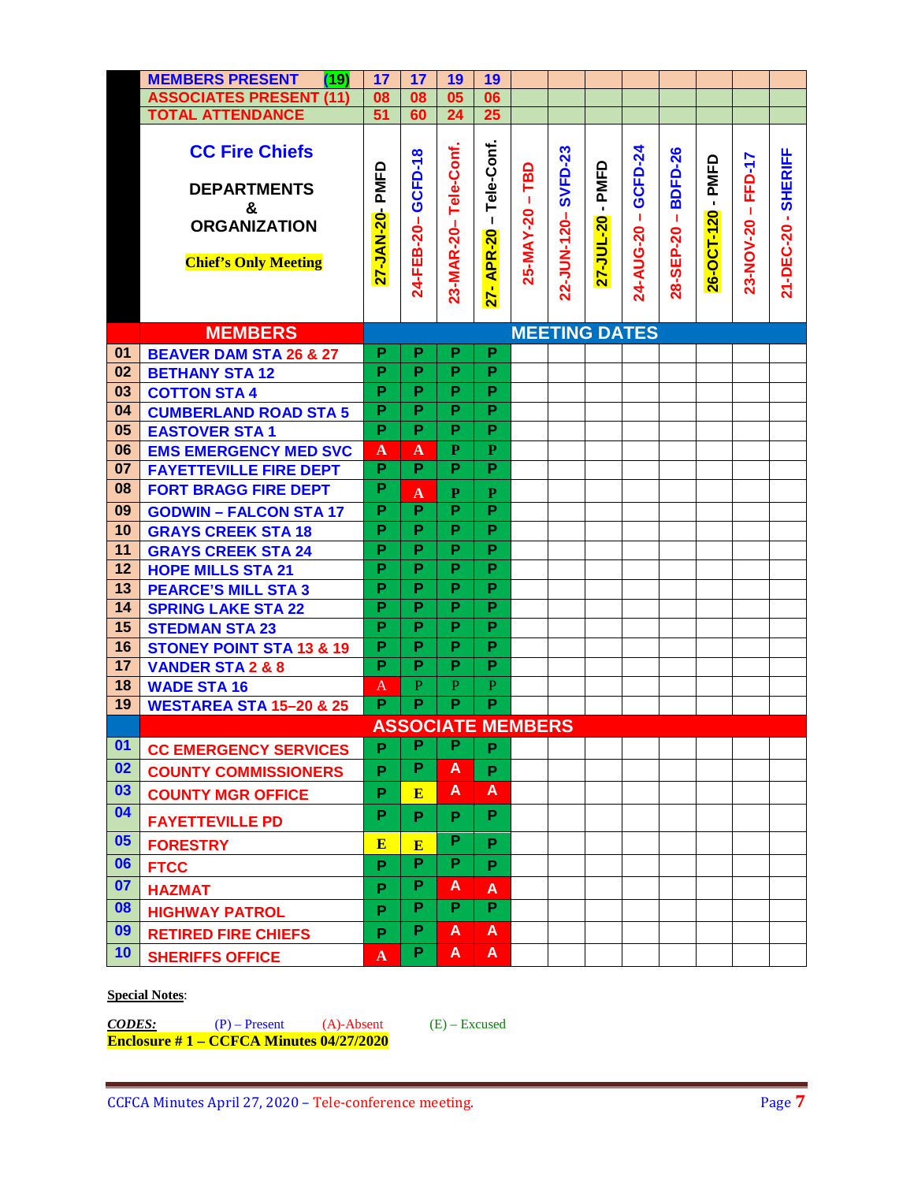| | MEMBERS PRESENT (19) | 17 | 17 | 19 | 19 | | | | | | | | |
|---|---|---|---|---|---|---|---|---|---|---|---|---|---|
| | ASSOCIATES PRESENT (11) | 08 | 08 | 05 | 06 | | | | | | | | |
| | TOTAL ATTENDANCE | 51 | 60 | 24 | 25 | | | | | | | | |
| | **CC Fire Chiefs** DEPARTMENTS & ORGANIZATION **Chief's Only Meeting** | 27-JAN-20- PMFD | 24-FEB-20– GCFD-18 | 23-MAR-20– Tele-Conf. | 27- APR-20 – Tele-Conf. | 25-MAY-20 – TBD | 22-JUN-120– SVFD-23 | 27-JUL-20 - PMFD | 24-AUG-20 – GCFD-24 | 28-SEP-20 – BDFD-26 | 26-OCT-120 - PMFD | 23-NOV-20 – FFD-17 | 21-DEC-20 - SHERIFF |
| | **MEMBERS** | **MEETING DATES** | | | | | | | | | | | |
| 01 | BEAVER DAM STA 26 & 27 | P | P | P | P | | | | | | | | |
| 02 | BETHANY STA 12 | P | P | P | P | | | | | | | | |
| 03 | COTTON STA 4 | P | P | P | P | | | | | | | | |
| 04 | CUMBERLAND ROAD STA 5 | P | P | P | P | | | | | | | | |
| 05 | EASTOVER STA 1 | P | P | P | P | | | | | | | | |
| 06 | EMS EMERGENCY MED SVC | A | A | P | P | | | | | | | | |
| 07 | FAYETTEVILLE FIRE DEPT | P | P | P | P | | | | | | | | |
| 08 | FORT BRAGG FIRE DEPT | P | A | P | P | | | | | | | | |
| 09 | GODWIN – FALCON STA 17 | P | P | P | P | | | | | | | | |
| 10 | GRAYS CREEK STA 18 | P | P | P | P | | | | | | | | |
| 11 | GRAYS CREEK STA 24 | P | P | P | P | | | | | | | | |
| 12 | HOPE MILLS STA 21 | P | P | P | P | | | | | | | | |
| 13 | PEARCE'S MILL STA 3 | P | P | P | P | | | | | | | | |
| 14 | SPRING LAKE STA 22 | P | P | P | P | | | | | | | | |
| 15 | STEDMAN STA 23 | P | P | P | P | | | | | | | | |
| 16 | STONEY POINT STA 13 & 19 | P | P | P | P | | | | | | | | |
| 17 | VANDER STA 2 & 8 | P | P | P | P | | | | | | | | |
| 18 | WADE STA 16 | A | P | P | P | | | | | | | | |
| 19 | WESTAREA STA 15–20 & 25 | P | P | P | P | | | | | | | | |
| | **ASSOCIATE MEMBERS** | | | | | | | | | | | | |
| 01 | CC EMERGENCY SERVICES | P | P | P | P | | | | | | | | |
| 02 | COUNTY COMMISSIONERS | P | P | A | P | | | | | | | | |
| 03 | COUNTY MGR OFFICE | P | E | A | A | | | | | | | | |
| 04 | FAYETTEVILLE PD | P | P | P | P | | | | | | | | |
| 05 | FORESTRY | E | E | P | P | | | | | | | | |
| 06 | FTCC | P | P | P | P | | | | | | | | |
| 07 | HAZMAT | P | P | A | A | | | | | | | | |
| 08 | HIGHWAY PATROL | P | P | P | P | | | | | | | | |
| 09 | RETIRED FIRE CHIEFS | P | P | A | A | | | | | | | | |
| 10 | SHERIFFS OFFICE | A | P | A | A | | | | | | | | |

**Special Notes**:

***CODES:*** (P) – Present (A)-Absent (E) – Excused

**Enclosure # 1 – CCFCA Minutes 04/27/2020**

CCFCA Minutes April 27, 2020 – Tele-conference meeting.